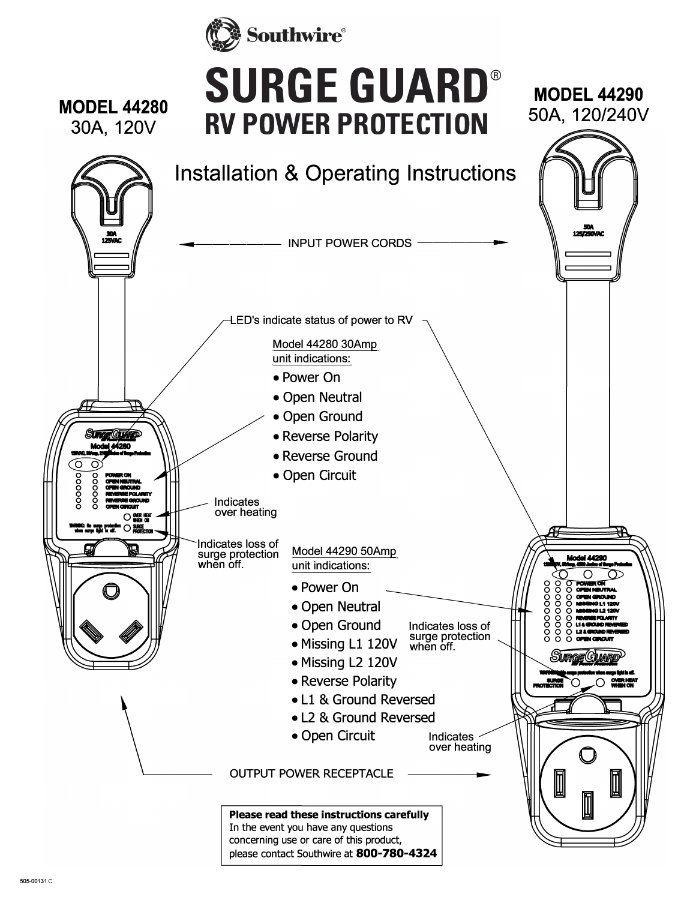Southwire®

# SURGE GUARD®

## RV POWER PROTECTION

### Installation & Operating Instructions

**MODEL 44280**
30A, 120V

**MODEL 44290**
50A, 120/240V

INPUT POWER CORDS

LED's indicate status of power to RV

Model 44280 30Amp unit indications:

- Power On
- Open Neutral
- Open Ground
- Reverse Polarity
- Reverse Ground
- Open Circuit

Indicates over heating

Indicates loss of surge protection when off.

Model 44290 50Amp unit indications:

- Power On
- Open Neutral
- Open Ground
- Missing L1 120V
- Missing L2 120V
- Reverse Polarity
- L1 & Ground Reversed
- L2 & Ground Reversed
- Open Circuit

Indicates loss of surge protection when off.

Indicates over heating

OUTPUT POWER RECEPTACLE

**Please read these instructions carefully**
In the event you have any questions concerning use or care of this product, please contact Southwire at **800-780-4324**

505-00131 C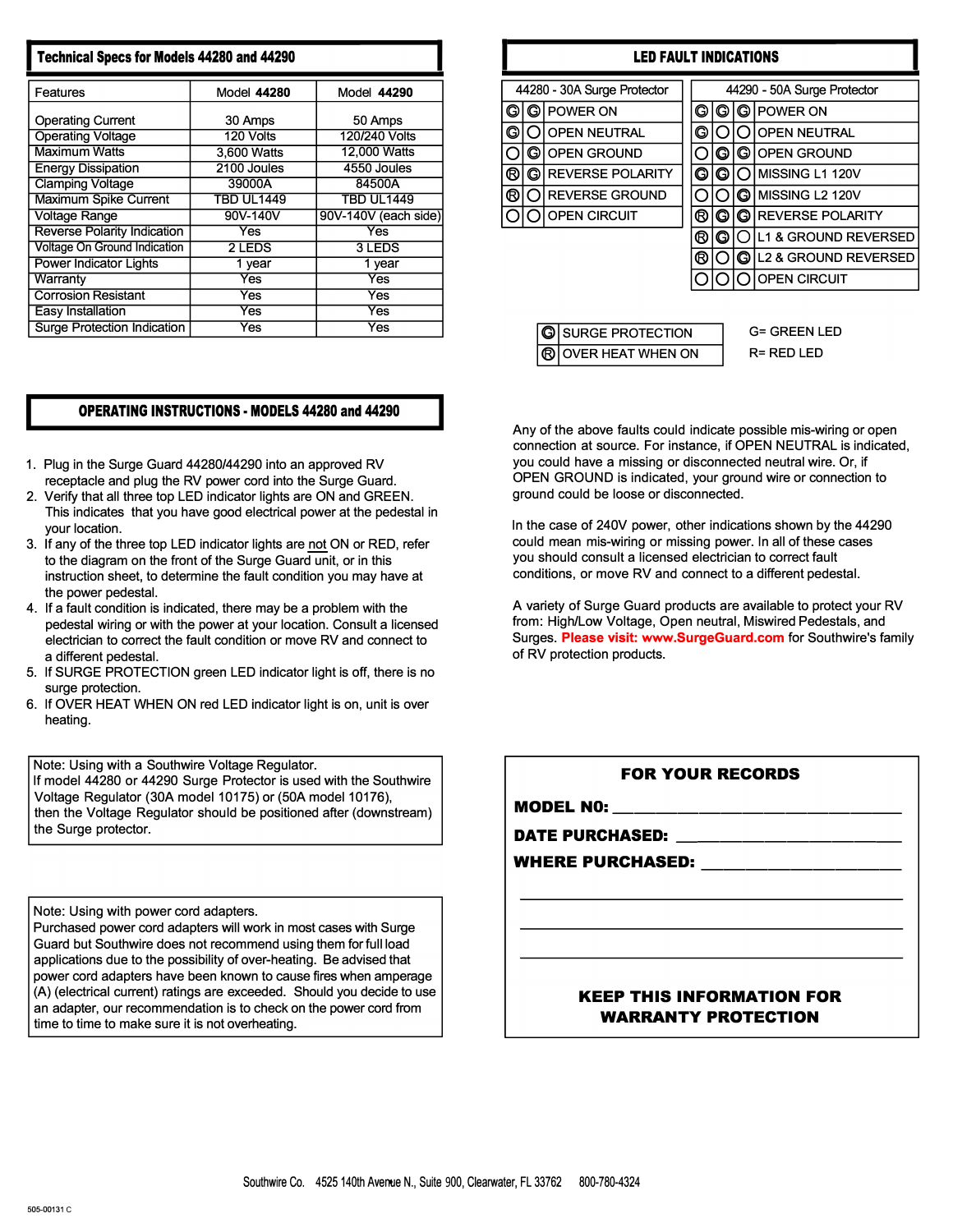## Technical Specs for Models 44280 and 44290

| Features | Model 44280 | Model 44290 |
|---|---|---|
| Operating Current | 30 Amps | 50 Amps |
| Operating Voltage | 120 Volts | 120/240 Volts |
| Maximum Watts | 3,600 Watts | 12,000 Watts |
| Energy Dissipation | 2100 Joules | 4550 Joules |
| Clamping Voltage | 39000A | 84500A |
| Maximum Spike Current | TBD UL1449 | TBD UL1449 |
| Voltage Range | 90V-140V | 90V-140V (each side) |
| Reverse Polarity Indication | Yes | Yes |
| Voltage On Ground Indication | 2 LEDS | 3 LEDS |
| Power Indicator Lights | 1 year | 1 year |
| Warranty | Yes | Yes |
| Corrosion Resistant | Yes | Yes |
| Easy Installation | Yes | Yes |
| Surge Protection Indication | Yes | Yes |

## LED FAULT INDICATIONS

**44280 - 30A Surge Protector**

| | | |
|---|---|---|
| G | G | POWER ON |
| G | O | OPEN NEUTRAL |
| O | G | OPEN GROUND |
| R | G | REVERSE POLARITY |
| R | O | REVERSE GROUND |
| O | O | OPEN CIRCUIT |

**44290 - 50A Surge Protector**

| | | | |
|---|---|---|---|
| G | G | G | POWER ON |
| G | O | O | OPEN NEUTRAL |
| O | G | G | OPEN GROUND |
| G | G | O | MISSING L1 120V |
| O | O | G | MISSING L2 120V |
| R | G | G | REVERSE POLARITY |
| R | G | O | L1 & GROUND REVERSED |
| R | O | G | L2 & GROUND REVERSED |
| O | O | O | OPEN CIRCUIT |

| | |
|---|---|
| G | SURGE PROTECTION |
| R | OVER HEAT WHEN ON |

G= GREEN LED

R= RED LED

## OPERATING INSTRUCTIONS - MODELS 44280 and 44290

1. Plug in the Surge Guard 44280/44290 into an approved RV receptacle and plug the RV power cord into the Surge Guard.
2. Verify that all three top LED indicator lights are ON and GREEN. This indicates that you have good electrical power at the pedestal in your location.
3. If any of the three top LED indicator lights are not ON or RED, refer to the diagram on the front of the Surge Guard unit, or in this instruction sheet, to determine the fault condition you may have at the power pedestal.
4. If a fault condition is indicated, there may be a problem with the pedestal wiring or with the power at your location. Consult a licensed electrician to correct the fault condition or move RV and connect to a different pedestal.
5. If SURGE PROTECTION green LED indicator light is off, there is no surge protection.
6. If OVER HEAT WHEN ON red LED indicator light is on, unit is over heating.

Note: Using with a Southwire Voltage Regulator.
If model 44280 or 44290 Surge Protector is used with the Southwire Voltage Regulator (30A model 10175) or (50A model 10176), then the Voltage Regulator should be positioned after (downstream) the Surge protector.

Note: Using with power cord adapters.
Purchased power cord adapters will work in most cases with Surge Guard but Southwire does not recommend using them for full load applications due to the possibility of over-heating. Be advised that power cord adapters have been known to cause fires when amperage (A) (electrical current) ratings are exceeded. Should you decide to use an adapter, our recommendation is to check on the power cord from time to time to make sure it is not overheating.

Any of the above faults could indicate possible mis-wiring or open connection at source. For instance, if OPEN NEUTRAL is indicated, you could have a missing or disconnected neutral wire. Or, if OPEN GROUND is indicated, your ground wire or connection to ground could be loose or disconnected.

In the case of 240V power, other indications shown by the 44290 could mean mis-wiring or missing power. In all of these cases you should consult a licensed electrician to correct fault conditions, or move RV and connect to a different pedestal.

A variety of Surge Guard products are available to protect your RV from: High/Low Voltage, Open neutral, Miswired Pedestals, and Surges. **Please visit: www.SurgeGuard.com** for Southwire's family of RV protection products.

**FOR YOUR RECORDS**

**MODEL N0:** ______________________________

**DATE PURCHASED:** ______________________________

**WHERE PURCHASED:** ______________________________

______________________________

______________________________

______________________________

**KEEP THIS INFORMATION FOR WARRANTY PROTECTION**

Southwire Co. 4525 140th Avenue N., Suite 900, Clearwater, FL 33762 800-780-4324

505-00131 C